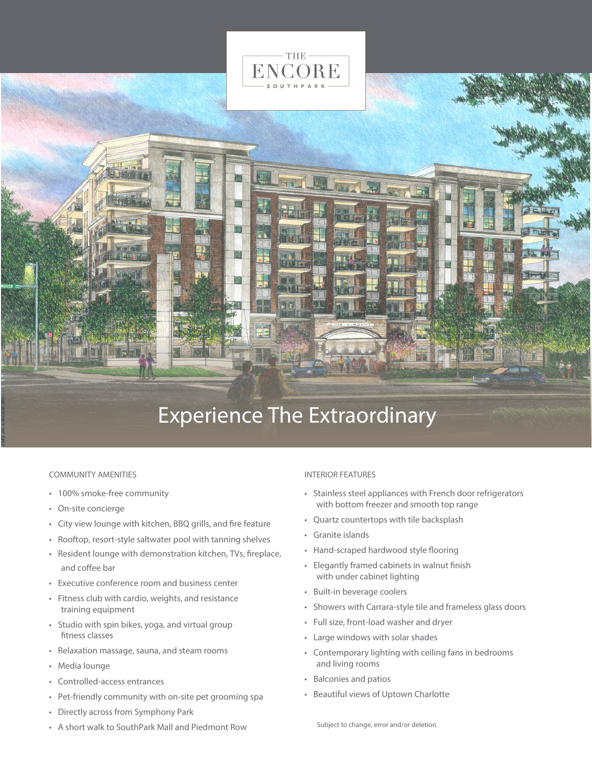# THE ENCORE SOUTHPARK

## Experience The Extraordinary

### COMMUNITY AMENITIES

- 100% smoke-free community
- On-site concierge
- City view lounge with kitchen, BBQ grills, and fire feature
- Rooftop, resort-style saltwater pool with tanning shelves
- Resident lounge with demonstration kitchen, TVs, fireplace, and coffee bar
- Executive conference room and business center
- Fitness club with cardio, weights, and resistance training equipment
- Studio with spin bikes, yoga, and virtual group fitness classes
- Relaxation massage, sauna, and steam rooms
- Media lounge
- Controlled-access entrances
- Pet-friendly community with on-site pet grooming spa
- Directly across from Symphony Park
- A short walk to SouthPark Mall and Piedmont Row

### INTERIOR FEATURES

- Stainless steel appliances with French door refrigerators with bottom freezer and smooth top range
- Quartz countertops with tile backsplash
- Granite islands
- Hand-scraped hardwood style flooring
- Elegantly framed cabinets in walnut finish with under cabinet lighting
- Built-in beverage coolers
- Showers with Carrara-style tile and frameless glass doors
- Full size, front-load washer and dryer
- Large windows with solar shades
- Contemporary lighting with ceiling fans in bedrooms and living rooms
- Balconies and patios
- Beautiful views of Uptown Charlotte

Subject to change, error and/or deletion.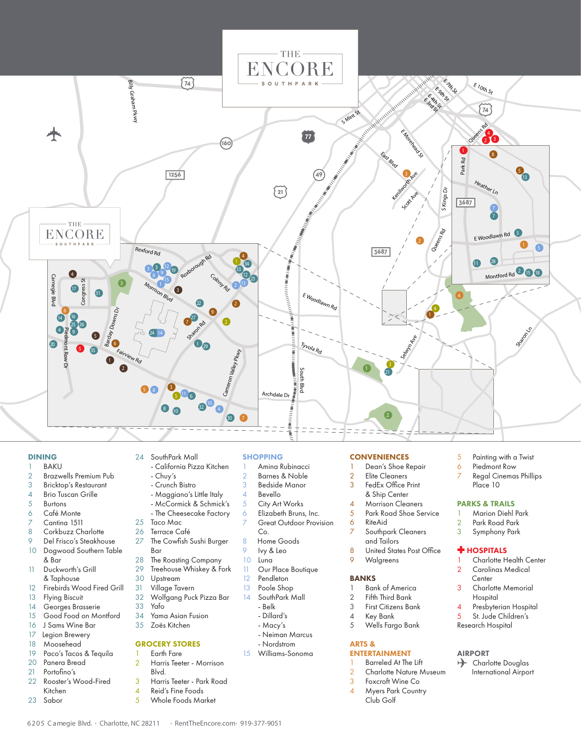THE ENCORE SOUTHPARK

## DINING

1. BAKU
2. Brazwells Premium Pub
3. Bricktop's Restaurant
4. Brio Tuscan Grille
5. Burtons
6. Café Monte
7. Cantina 1511
8. Corkbuzz Charlotte
9. Del Frisco's Steakhouse
10. Dogwood Southern Table & Bar
11. Duckworth's Grill & Taphouse
12. Firebirds Wood Fired Grill
13. Flying Biscuit
14. Georges Brasserie
15. Good Food on Montford
16. J Sams Wine Bar
17. Legion Brewery
18. Moosehead
19. Paco's Tacos & Tequila
20. Panera Bread
21. Portofino's
22. Rooster's Wood-Fired Kitchen
23. Sabor
24. SouthPark Mall
    - California Pizza Kitchen
    - Chuy's
    - Crunch Bistro
    - Maggiano's Little Italy
    - McCormick & Schmick's
    - The Cheesecake Factory
25. Taco Mac
26. Terrace Café
27. The Cowfish Sushi Burger Bar
28. The Roasting Company
29. Treehouse Whiskey & Fork
30. Upstream
31. Village Tavern
32. Wolfgang Puck Pizza Bar
33. Yafo
34. Yama Asian Fusion
35. Zoës Kitchen

## GROCERY STORES

1. Earth Fare
2. Harris Teeter - Morrison Blvd.
3. Harris Teeter - Park Road
4. Reid's Fine Foods
5. Whole Foods Market

## SHOPPING

1. Amina Rubinacci
2. Barnes & Noble
3. Bedside Manor
4. Bevello
5. City Art Works
6. Elizabeth Bruns, Inc.
7. Great Outdoor Provision Co.
8. Home Goods
9. Ivy & Leo
10. Luna
11. Our Place Boutique
12. Pendleton
13. Poole Shop
14. SouthPark Mall
    - Belk
    - Dillard's
    - Macy's
    - Neiman Marcus
    - Nordstrom
15. Williams-Sonoma

## CONVENIENCES

1. Dean's Shoe Repair
2. Elite Cleaners
3. FedEx Office Print & Ship Center
4. Morrison Cleaners
5. Park Road Shoe Service
6. RiteAid
7. Southpark Cleaners and Tailors
8. United States Post Office
9. Walgreens

## BANKS

1. Bank of America
2. Fifth Third Bank
3. First Citizens Bank
4. Key Bank
5. Wells Fargo Bank

## ARTS & ENTERTAINMENT

1. Barreled At The Lift
2. Charlotte Nature Museum
3. Foxcroft Wine Co
4. Myers Park Country Club Golf
5. Painting with a Twist
6. Piedmont Row
7. Regal Cinemas Phillips Place 10

## PARKS & TRAILS

1. Marion Diehl Park
2. Park Road Park
3. Symphony Park

## HOSPITALS

1. Charlotte Health Center
2. Carolinas Medical Center
3. Charlotte Memorial Hospital
4. Presbyterian Hospital
5. St. Jude Children's Research Hospital

## AIRPORT

Charlotte Douglas International Airport

6205 Carnegie Blvd. · Charlotte, NC 28211 · RentTheEncore.com · 919-377-9051